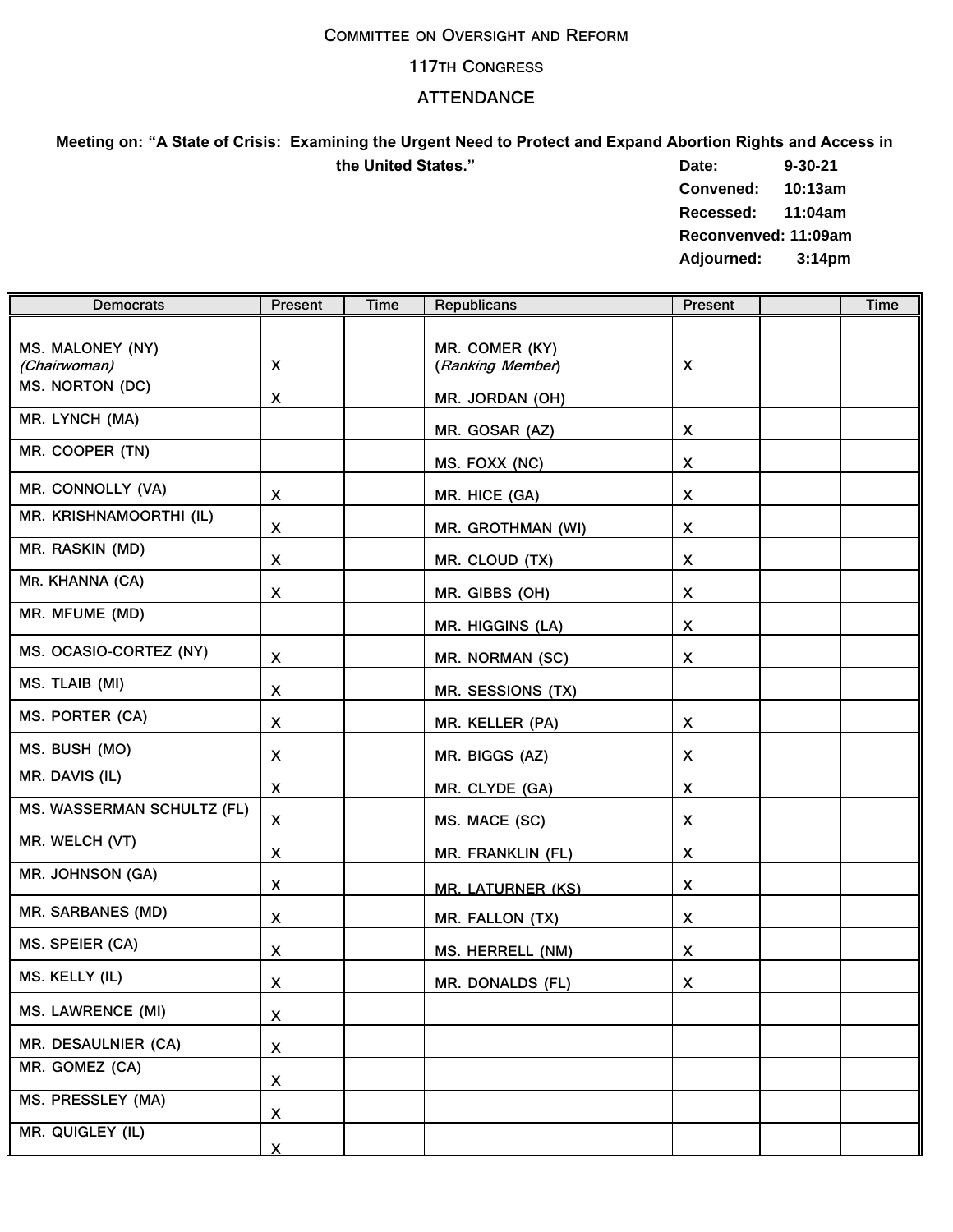COMMITTEE ON OVERSIGHT AND REFORM

117TH CONGRESS

ATTENDANCE

**Meeting on: "A State of Crisis: Examining the Urgent Need to Protect and Expand Abortion Rights and Access in the United States."**

**Date: 9-30-21**
**Convened: 10:13am**
**Recessed: 11:04am**
**Reconvenved: 11:09am**
**Adjourned: 3:14pm**

| Democrats | Present | Time | Republicans | Present | | Time |
|---|---|---|---|---|---|---|
| MS. MALONEY (NY) *(Chairwoman)* | X | | MR. COMER (KY) (*Ranking Member*) | X | | |
| MS. NORTON (DC) | X | | MR. JORDAN (OH) | | | |
| MR. LYNCH (MA) | | | MR. GOSAR (AZ) | X | | |
| MR. COOPER (TN) | | | MS. FOXX (NC) | X | | |
| MR. CONNOLLY (VA) | X | | MR. HICE (GA) | X | | |
| MR. KRISHNAMOORTHI (IL) | X | | MR. GROTHMAN (WI) | X | | |
| MR. RASKIN (MD) | X | | MR. CLOUD (TX) | X | | |
| MR. KHANNA (CA) | X | | MR. GIBBS (OH) | X | | |
| MR. MFUME (MD) | | | MR. HIGGINS (LA) | X | | |
| MS. OCASIO-CORTEZ (NY) | X | | MR. NORMAN (SC) | X | | |
| MS. TLAIB (MI) | X | | MR. SESSIONS (TX) | | | |
| MS. PORTER (CA) | X | | MR. KELLER (PA) | X | | |
| MS. BUSH (MO) | X | | MR. BIGGS (AZ) | X | | |
| MR. DAVIS (IL) | X | | MR. CLYDE (GA) | X | | |
| MS. WASSERMAN SCHULTZ (FL) | X | | MS. MACE (SC) | X | | |
| MR. WELCH (VT) | X | | MR. FRANKLIN (FL) | X | | |
| MR. JOHNSON (GA) | X | | MR. LATURNER (KS) | X | | |
| MR. SARBANES (MD) | X | | MR. FALLON (TX) | X | | |
| MS. SPEIER (CA) | X | | MS. HERRELL (NM) | X | | |
| MS. KELLY (IL) | X | | MR. DONALDS (FL) | X | | |
| MS. LAWRENCE (MI) | X | | | | | |
| MR. DESAULNIER (CA) | X | | | | | |
| MR. GOMEZ (CA) | X | | | | | |
| MS. PRESSLEY (MA) | X | | | | | |
| MR. QUIGLEY (IL) | X | | | | | |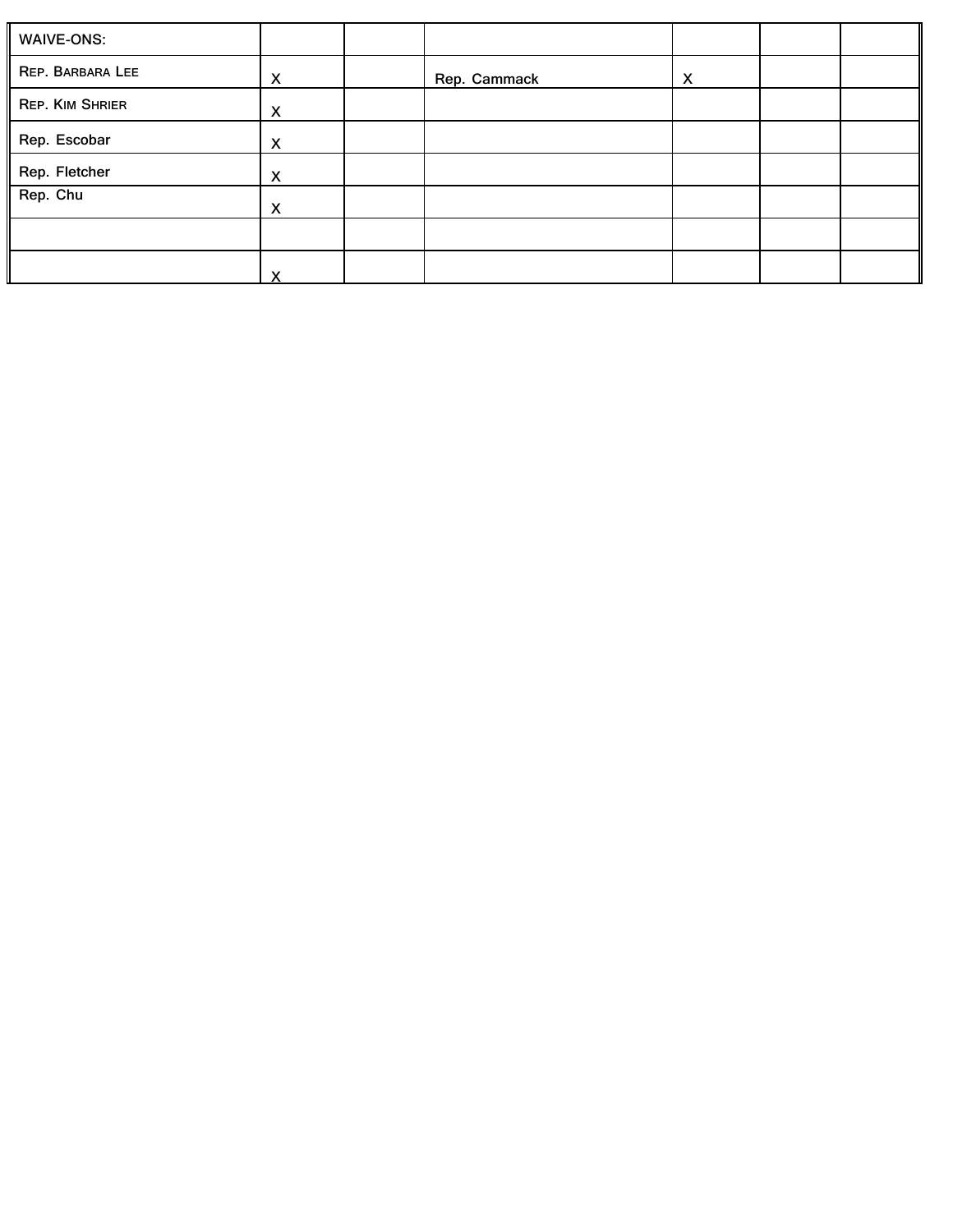| | | | | | | |
|---|---|---|---|---|---|---|
| WAIVE-ONS: | | | | | | |
| REP. BARBARA LEE | X | | Rep. Cammack | X | | |
| REP. KIM SHRIER | X | | | | | |
| Rep. Escobar | X | | | | | |
| Rep. Fletcher | X | | | | | |
| Rep. Chu | X | | | | | |
| | | | | | | |
| | X | | | | | |